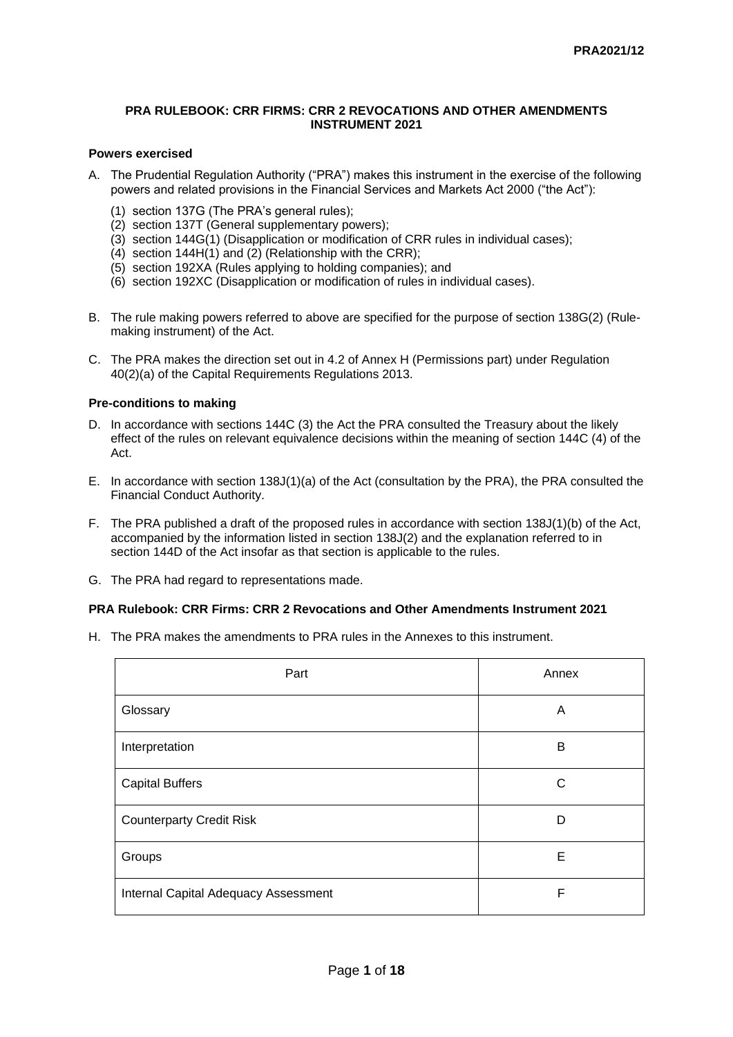PRA2021/12

## PRA RULEBOOK: CRR FIRMS: CRR 2 REVOCATIONS AND OTHER AMENDMENTS INSTRUMENT 2021

### Powers exercised

A. The Prudential Regulation Authority ("PRA") makes this instrument in the exercise of the following powers and related provisions in the Financial Services and Markets Act 2000 ("the Act"):

   (1) section 137G (The PRA's general rules);
   (2) section 137T (General supplementary powers);
   (3) section 144G(1) (Disapplication or modification of CRR rules in individual cases);
   (4) section 144H(1) and (2) (Relationship with the CRR);
   (5) section 192XA (Rules applying to holding companies); and
   (6) section 192XC (Disapplication or modification of rules in individual cases).

B. The rule making powers referred to above are specified for the purpose of section 138G(2) (Rule-making instrument) of the Act.

C. The PRA makes the direction set out in 4.2 of Annex H (Permissions part) under Regulation 40(2)(a) of the Capital Requirements Regulations 2013.

### Pre-conditions to making

D. In accordance with sections 144C (3) the Act the PRA consulted the Treasury about the likely effect of the rules on relevant equivalence decisions within the meaning of section 144C (4) of the Act.

E. In accordance with section 138J(1)(a) of the Act (consultation by the PRA), the PRA consulted the Financial Conduct Authority.

F. The PRA published a draft of the proposed rules in accordance with section 138J(1)(b) of the Act, accompanied by the information listed in section 138J(2) and the explanation referred to in section 144D of the Act insofar as that section is applicable to the rules.

G. The PRA had regard to representations made.

### PRA Rulebook: CRR Firms: CRR 2 Revocations and Other Amendments Instrument 2021

H. The PRA makes the amendments to PRA rules in the Annexes to this instrument.

| Part | Annex |
|---|---|
| Glossary | A |
| Interpretation | B |
| Capital Buffers | C |
| Counterparty Credit Risk | D |
| Groups | E |
| Internal Capital Adequacy Assessment | F |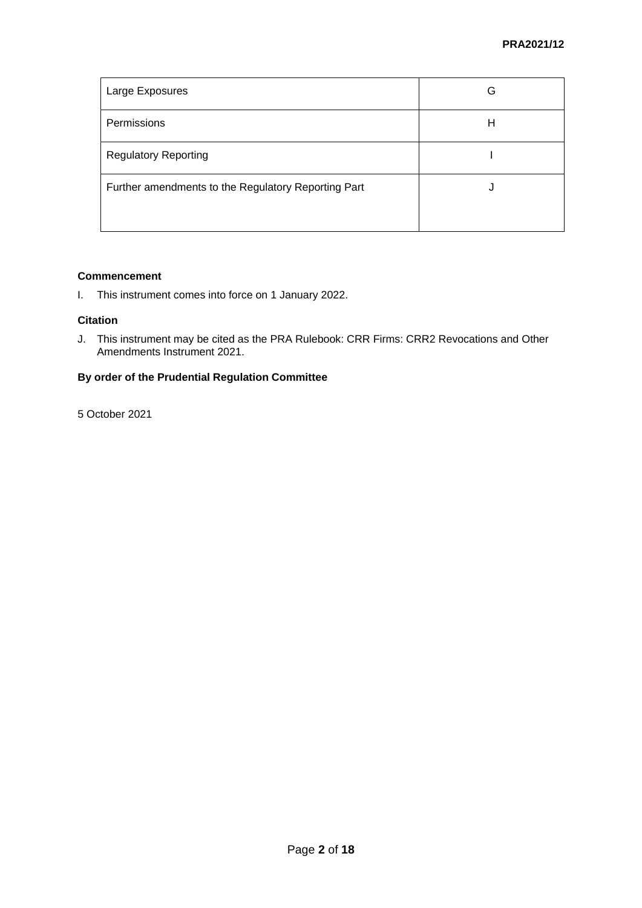| | |
|---|---|
| Large Exposures | G |
| Permissions | H |
| Regulatory Reporting | I |
| Further amendments to the Regulatory Reporting Part | J |

**Commencement**

I. This instrument comes into force on 1 January 2022.

**Citation**

J. This instrument may be cited as the PRA Rulebook: CRR Firms: CRR2 Revocations and Other Amendments Instrument 2021.

**By order of the Prudential Regulation Committee**

5 October 2021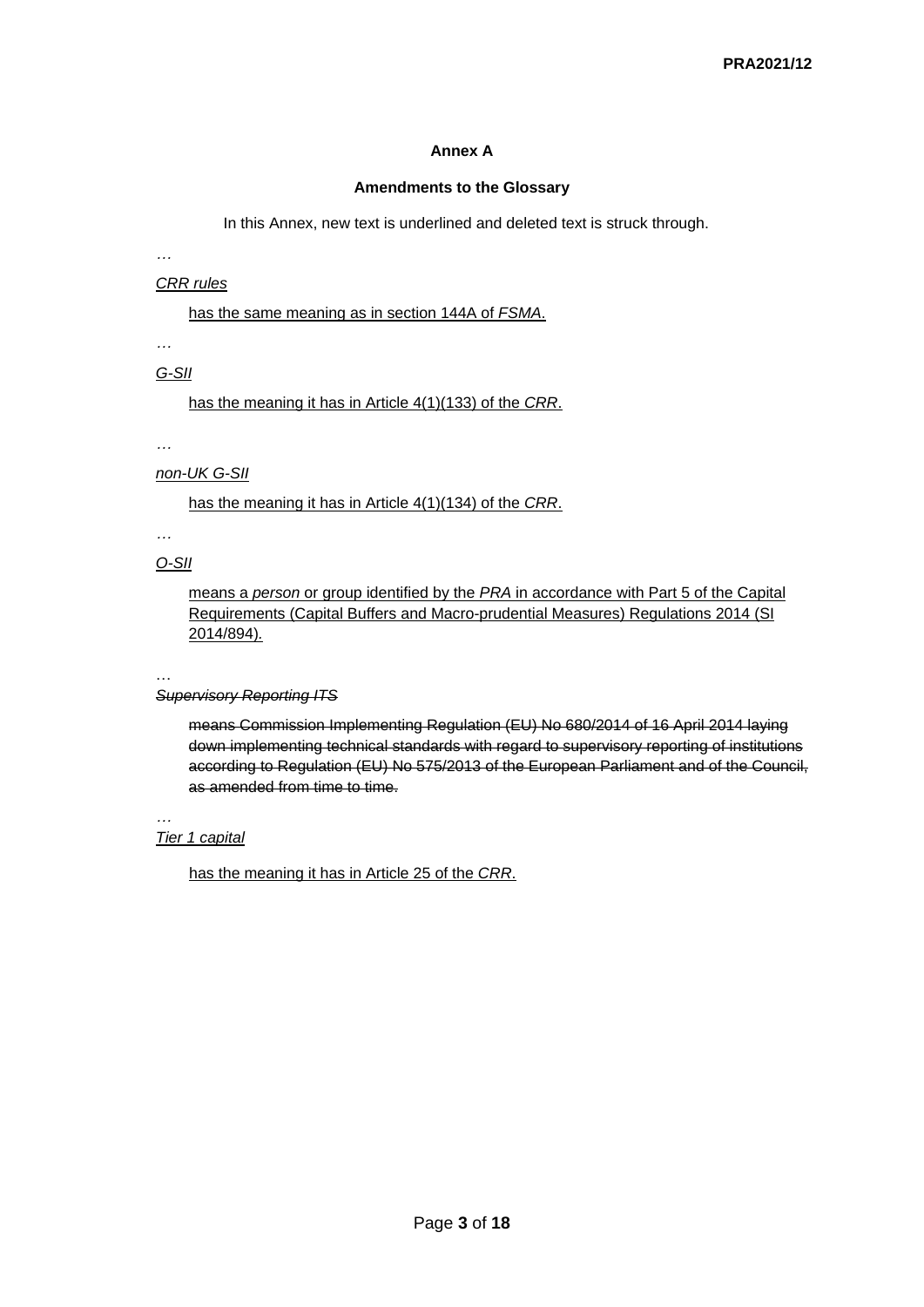**Annex A**

**Amendments to the Glossary**

In this Annex, new text is underlined and deleted text is struck through.

…

<u>*CRR rules*</u>

<u>has the same meaning as in section 144A of *FSMA*.</u>

…

<u>*G-SII*</u>

<u>has the meaning it has in Article 4(1)(133) of the *CRR*.</u>

…

<u>*non-UK G-SII*</u>

<u>has the meaning it has in Article 4(1)(134) of the *CRR*.</u>

…

<u>*O-SII*</u>

<u>means a *person* or group identified by the *PRA* in accordance with Part 5 of the Capital Requirements (Capital Buffers and Macro-prudential Measures) Regulations 2014 (SI 2014/894).</u>

…

~~*Supervisory Reporting ITS*~~

~~means Commission Implementing Regulation (EU) No 680/2014 of 16 April 2014 laying down implementing technical standards with regard to supervisory reporting of institutions according to Regulation (EU) No 575/2013 of the European Parliament and of the Council, as amended from time to time.~~

…

<u>*Tier 1 capital*</u>

<u>has the meaning it has in Article 25 of the *CRR*.</u>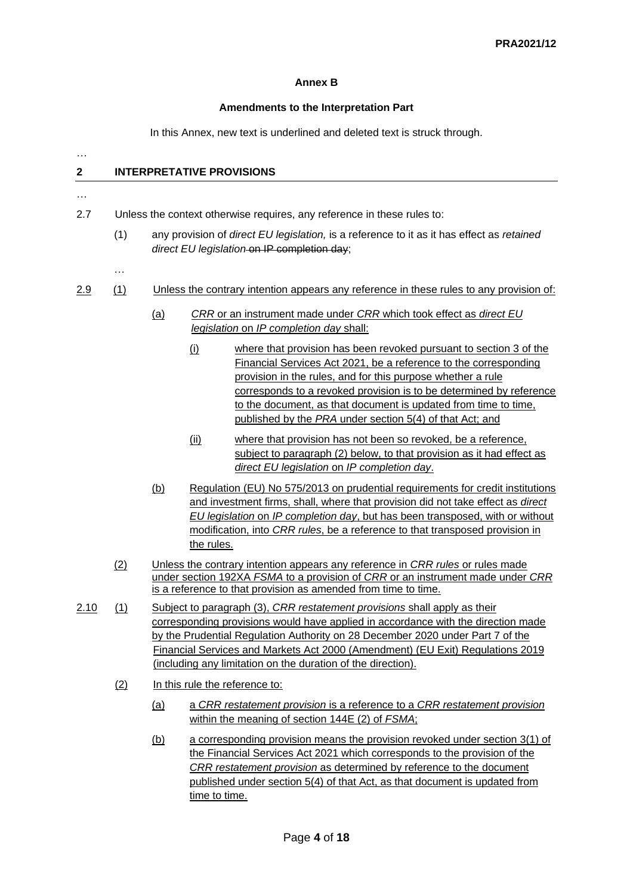**Annex B**

**Amendments to the Interpretation Part**

In this Annex, new text is underlined and deleted text is struck through.

…

## 2 INTERPRETATIVE PROVISIONS

…

2.7 Unless the context otherwise requires, any reference in these rules to:

(1) any provision of *direct EU legislation,* is a reference to it as it has effect as *retained direct EU legislation* ~~on IP completion day~~;

…

<u>2.9</u> <u>(1)</u> <u>Unless the contrary intention appears any reference in these rules to any provision of:</u>

<u>(a)</u> <u>*CRR* or an instrument made under *CRR* which took effect as *direct EU legislation* on *IP completion day* shall:</u>

<u>(i)</u> <u>where that provision has been revoked pursuant to section 3 of the Financial Services Act 2021, be a reference to the corresponding provision in the rules, and for this purpose whether a rule corresponds to a revoked provision is to be determined by reference to the document, as that document is updated from time to time, published by the *PRA* under section 5(4) of that Act; and</u>

<u>(ii)</u> <u>where that provision has not been so revoked, be a reference, subject to paragraph (2) below, to that provision as it had effect as *direct EU legislation* on *IP completion day*.</u>

<u>(b)</u> <u>Regulation (EU) No 575/2013 on prudential requirements for credit institutions and investment firms, shall, where that provision did not take effect as *direct EU legislation* on *IP completion day*, but has been transposed, with or without modification, into *CRR rules*, be a reference to that transposed provision in the rules.</u>

<u>(2)</u> <u>Unless the contrary intention appears any reference in *CRR rules* or rules made under section 192XA *FSMA* to a provision of *CRR* or an instrument made under *CRR* is a reference to that provision as amended from time to time.</u>

<u>2.10</u> <u>(1)</u> <u>Subject to paragraph (3), *CRR restatement provisions* shall apply as their corresponding provisions would have applied in accordance with the direction made by the Prudential Regulation Authority on 28 December 2020 under Part 7 of the Financial Services and Markets Act 2000 (Amendment) (EU Exit) Regulations 2019 (including any limitation on the duration of the direction).</u>

<u>(2)</u> <u>In this rule the reference to:</u>

<u>(a)</u> <u>a *CRR restatement provision* is a reference to a *CRR restatement provision* within the meaning of section 144E (2) of *FSMA*;</u>

<u>(b)</u> <u>a corresponding provision means the provision revoked under section 3(1) of the Financial Services Act 2021 which corresponds to the provision of the *CRR restatement provision* as determined by reference to the document published under section 5(4) of that Act, as that document is updated from time to time.</u>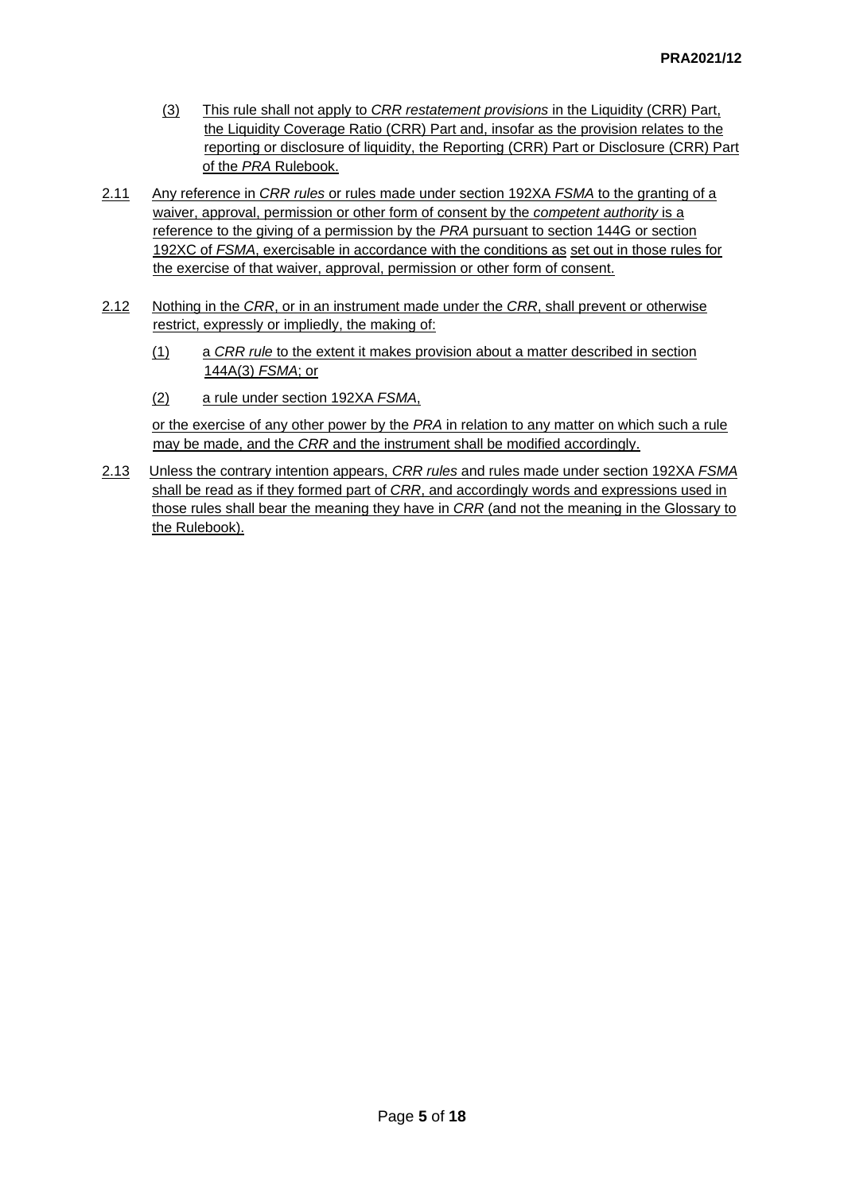(3) This rule shall not apply to *CRR restatement provisions* in the Liquidity (CRR) Part, the Liquidity Coverage Ratio (CRR) Part and, insofar as the provision relates to the reporting or disclosure of liquidity, the Reporting (CRR) Part or Disclosure (CRR) Part of the *PRA* Rulebook.

2.11 Any reference in *CRR rules* or rules made under section 192XA *FSMA* to the granting of a waiver, approval, permission or other form of consent by the *competent authority* is a reference to the giving of a permission by the *PRA* pursuant to section 144G or section 192XC of *FSMA*, exercisable in accordance with the conditions as set out in those rules for the exercise of that waiver, approval, permission or other form of consent.

2.12 Nothing in the *CRR*, or in an instrument made under the *CRR*, shall prevent or otherwise restrict, expressly or impliedly, the making of:

(1) a *CRR rule* to the extent it makes provision about a matter described in section 144A(3) *FSMA*; or

(2) a rule under section 192XA *FSMA*,

or the exercise of any other power by the *PRA* in relation to any matter on which such a rule may be made, and the *CRR* and the instrument shall be modified accordingly.

2.13 Unless the contrary intention appears, *CRR rules* and rules made under section 192XA *FSMA* shall be read as if they formed part of *CRR*, and accordingly words and expressions used in those rules shall bear the meaning they have in *CRR* (and not the meaning in the Glossary to the Rulebook).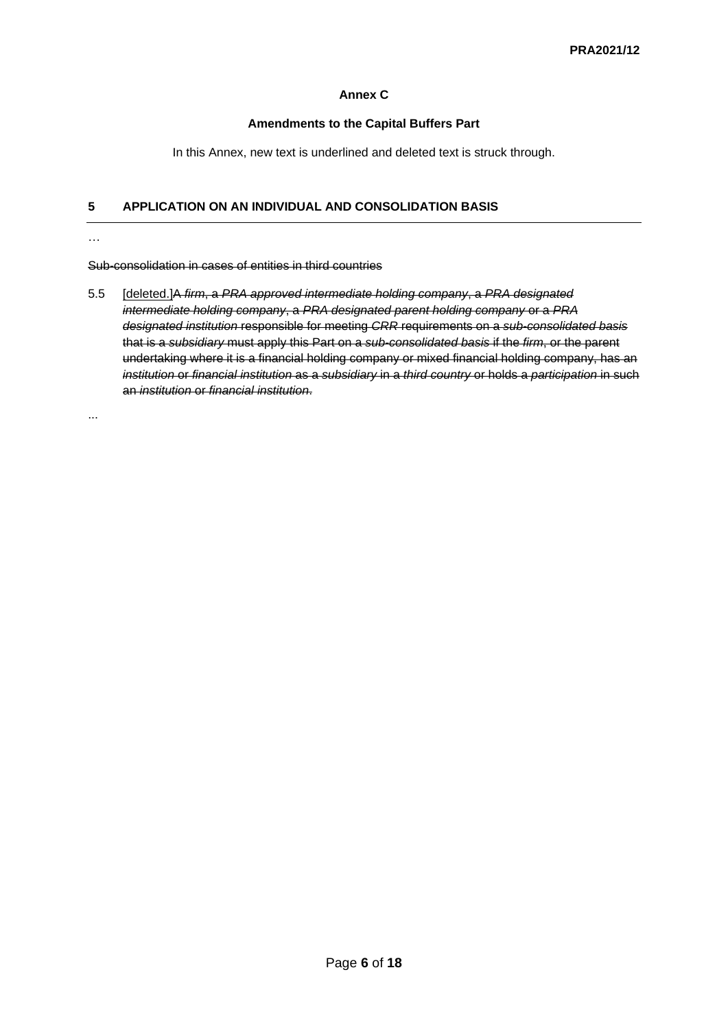**Annex C**

**Amendments to the Capital Buffers Part**

In this Annex, new text is underlined and deleted text is struck through.

## 5 APPLICATION ON AN INDIVIDUAL AND CONSOLIDATION BASIS

…

~~Sub-consolidation in cases of entities in third countries~~

5.5 <u>[deleted.]</u>~~A *firm*, a *PRA approved intermediate holding company*, a *PRA designated intermediate holding company*, a *PRA designated parent holding company* or a *PRA designated institution* responsible for meeting *CRR* requirements on a *sub-consolidated basis* that is a *subsidiary* must apply this Part on a *sub-consolidated basis* if the *firm*, or the parent undertaking where it is a financial holding company or mixed financial holding company, has an *institution* or *financial institution* as a *subsidiary* in a *third country* or holds a *participation* in such an *institution* or *financial institution*.~~

...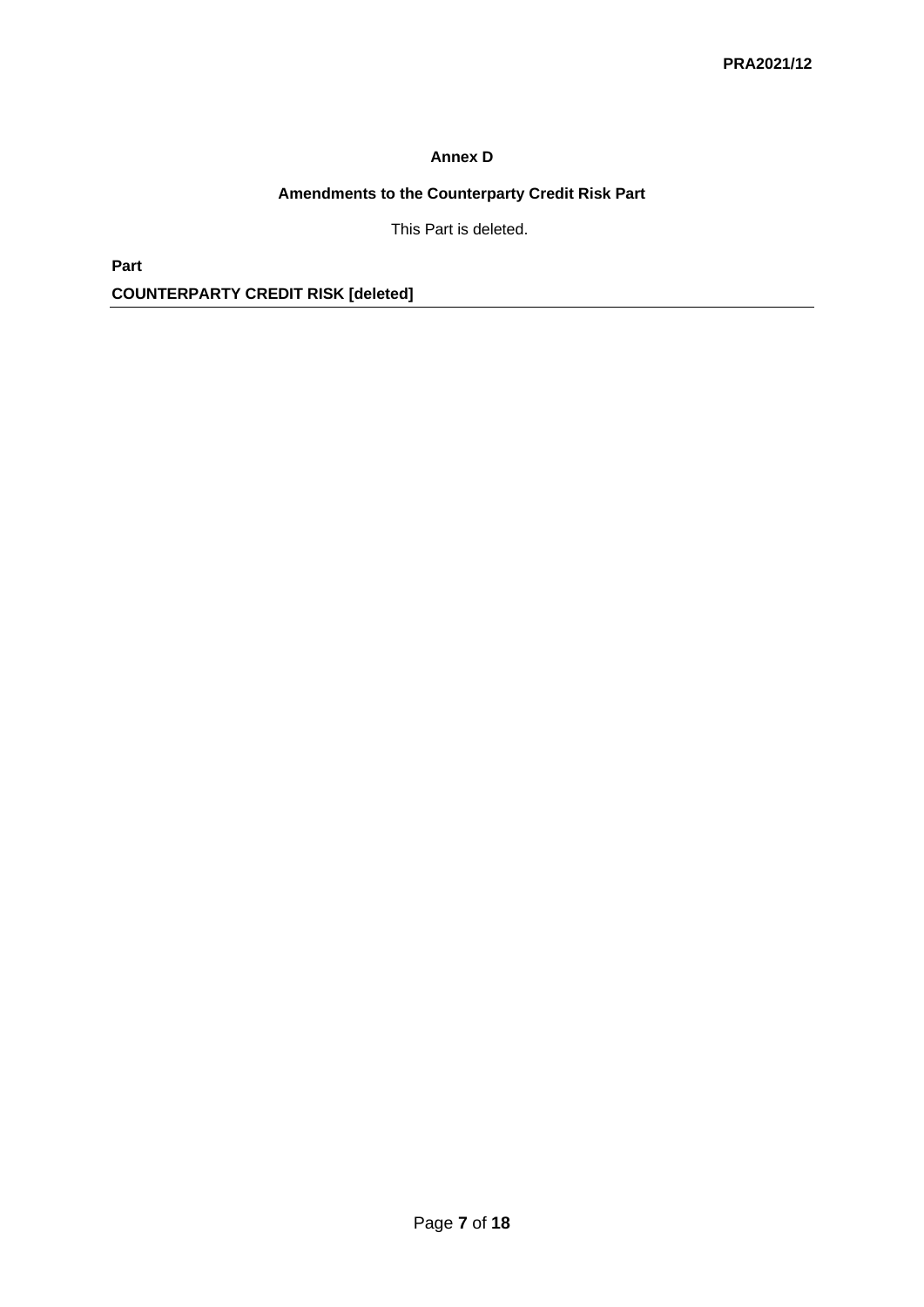## Annex D

## Amendments to the Counterparty Credit Risk Part

This Part is deleted.

**Part**

**COUNTERPARTY CREDIT RISK [deleted]**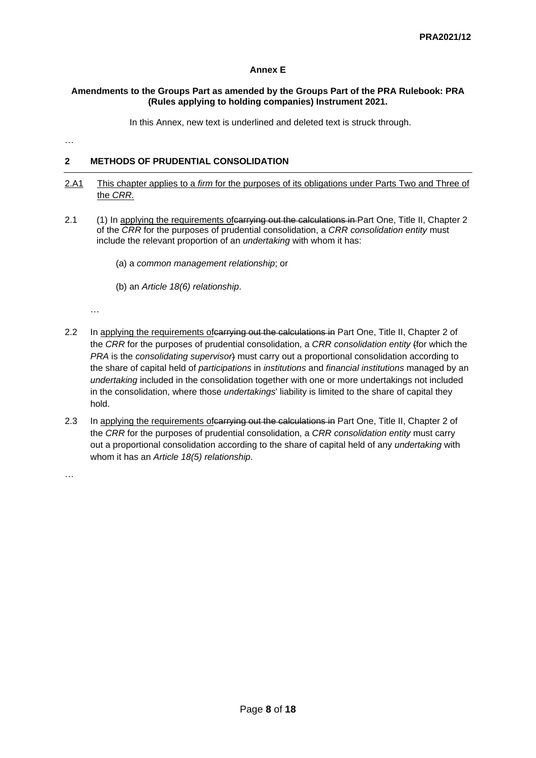PRA2021/12

**Annex E**

**Amendments to the Groups Part as amended by the Groups Part of the PRA Rulebook: PRA (Rules applying to holding companies) Instrument 2021.**

In this Annex, new text is underlined and deleted text is struck through.

…

**2 METHODS OF PRUDENTIAL CONSOLIDATION**

<u>2.A1 This chapter applies to a *firm* for the purposes of its obligations under Parts Two and Three of the *CRR*.</u>

2.1 (1) In <u>applying the requirements of</u>~~carrying out the calculations in~~ Part One, Title II, Chapter 2 of the *CRR* for the purposes of prudential consolidation, a *CRR consolidation entity* must include the relevant proportion of an *undertaking* with whom it has:

(a) a *common management relationship*; or

(b) an *Article 18(6) relationship*.

…

2.2 In <u>applying the requirements of</u>~~carrying out the calculations in~~ Part One, Title II, Chapter 2 of the *CRR* for the purposes of prudential consolidation, a *CRR consolidation entity* ~~(~~for which the *PRA* is the *consolidating supervisor*~~)~~ must carry out a proportional consolidation according to the share of capital held of *participations* in *institutions* and *financial institutions* managed by an *undertaking* included in the consolidation together with one or more undertakings not included in the consolidation, where those *undertakings*' liability is limited to the share of capital they hold.

2.3 In <u>applying the requirements of</u>~~carrying out the calculations in~~ Part One, Title II, Chapter 2 of the *CRR* for the purposes of prudential consolidation, a *CRR consolidation entity* must carry out a proportional consolidation according to the share of capital held of any *undertaking* with whom it has an *Article 18(5) relationship*.

…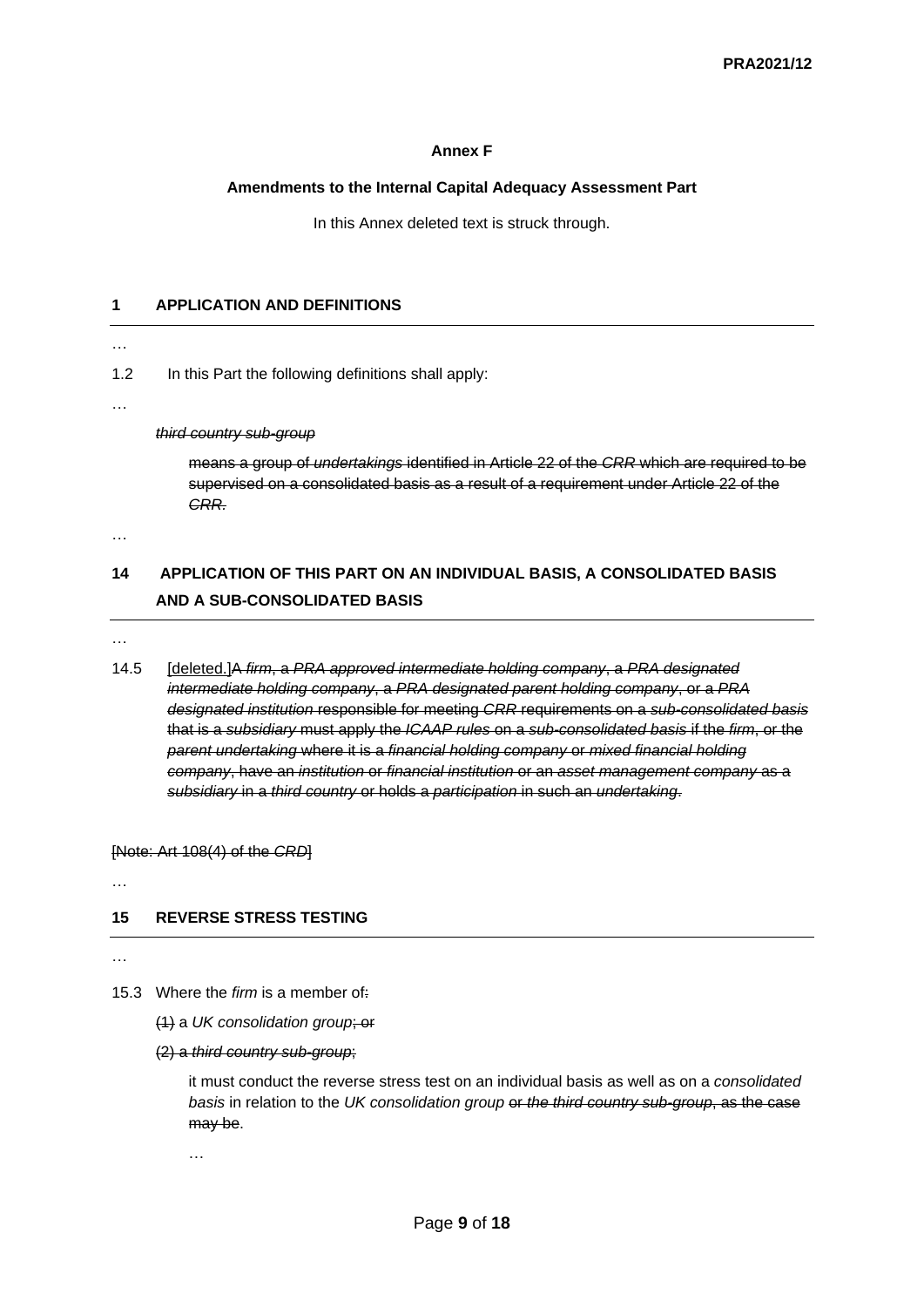**Annex F**

**Amendments to the Internal Capital Adequacy Assessment Part**

In this Annex deleted text is struck through.

## 1 APPLICATION AND DEFINITIONS

…

1.2 In this Part the following definitions shall apply:

…

~~*third country sub-group*~~

~~means a group of *undertakings* identified in Article 22 of the *CRR* which are required to be supervised on a consolidated basis as a result of a requirement under Article 22 of the *CRR*.~~

…

## 14 APPLICATION OF THIS PART ON AN INDIVIDUAL BASIS, A CONSOLIDATED BASIS AND A SUB-CONSOLIDATED BASIS

…

14.5 [deleted.]~~A *firm*, a *PRA approved intermediate holding company*, a *PRA designated intermediate holding company*, a *PRA designated parent holding company*, or a *PRA designated institution* responsible for meeting *CRR* requirements on a *sub-consolidated basis* that is a *subsidiary* must apply the *ICAAP rules* on a *sub-consolidated basis* if the *firm*, or the *parent undertaking* where it is a *financial holding company* or *mixed financial holding company*, have an *institution* or *financial institution* or an *asset management company* as a *subsidiary* in a *third country* or holds a *participation* in such an *undertaking*.~~

~~[Note: Art 108(4) of the *CRD*]~~

…

## 15 REVERSE STRESS TESTING

…

15.3 Where the *firm* is a member of~~:~~

~~(1)~~ a *UK consolidation group*~~; or~~

~~(2) a *third country sub-group*;~~

it must conduct the reverse stress test on an individual basis as well as on a *consolidated basis* in relation to the *UK consolidation group* ~~or the *third country sub-group*, as the case may be~~.

…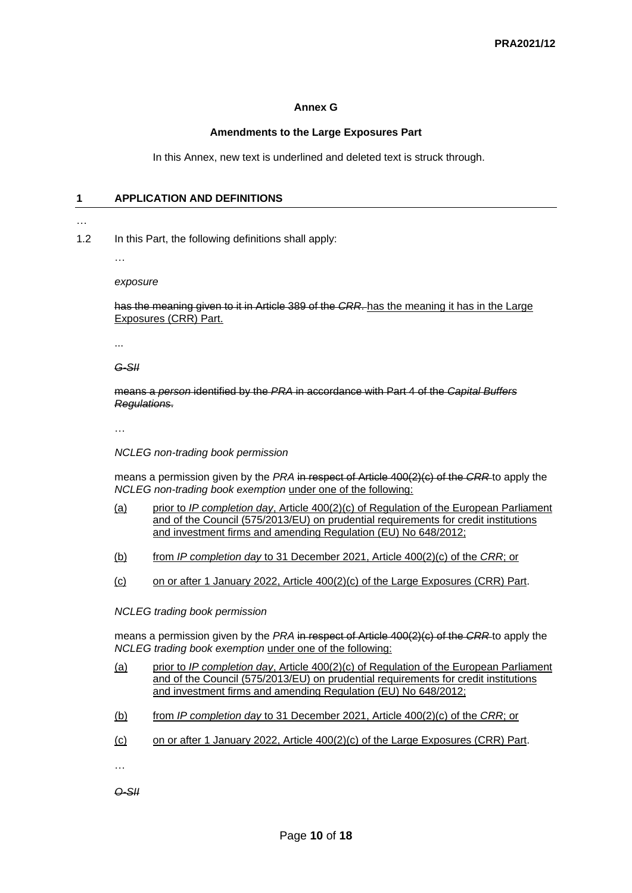**Annex G**

**Amendments to the Large Exposures Part**

In this Annex, new text is underlined and deleted text is struck through.

## 1 APPLICATION AND DEFINITIONS

…

1.2 In this Part, the following definitions shall apply:

…

*exposure*

~~has the meaning given to it in Article 389 of the *CRR*.~~ <u>has the meaning it has in the Large Exposures (CRR) Part.</u>

...

~~*G-SII*~~

~~means a *person* identified by the *PRA* in accordance with Part 4 of the *Capital Buffers Regulations*.~~

…

*NCLEG non-trading book permission*

means a permission given by the *PRA* ~~in respect of Article 400(2)(c) of the *CRR*~~ to apply the *NCLEG non-trading book exemption* <u>under one of the following:</u>

<u>(a)</u> <u>prior to *IP completion day*, Article 400(2)(c) of Regulation of the European Parliament and of the Council (575/2013/EU) on prudential requirements for credit institutions and investment firms and amending Regulation (EU) No 648/2012;</u>

<u>(b)</u> <u>from *IP completion day* to 31 December 2021, Article 400(2)(c) of the *CRR*; or</u>

<u>(c)</u> <u>on or after 1 January 2022, Article 400(2)(c) of the Large Exposures (CRR) Part</u>.

*NCLEG trading book permission*

means a permission given by the *PRA* ~~in respect of Article 400(2)(c) of the *CRR*~~ to apply the *NCLEG trading book exemption* <u>under one of the following:</u>

<u>(a)</u> <u>prior to *IP completion day*, Article 400(2)(c) of Regulation of the European Parliament and of the Council (575/2013/EU) on prudential requirements for credit institutions and investment firms and amending Regulation (EU) No 648/2012;</u>

<u>(b)</u> <u>from *IP completion day* to 31 December 2021, Article 400(2)(c) of the *CRR*; or</u>

<u>(c)</u> <u>on or after 1 January 2022, Article 400(2)(c) of the Large Exposures (CRR) Part</u>.

…

~~*O-SII*~~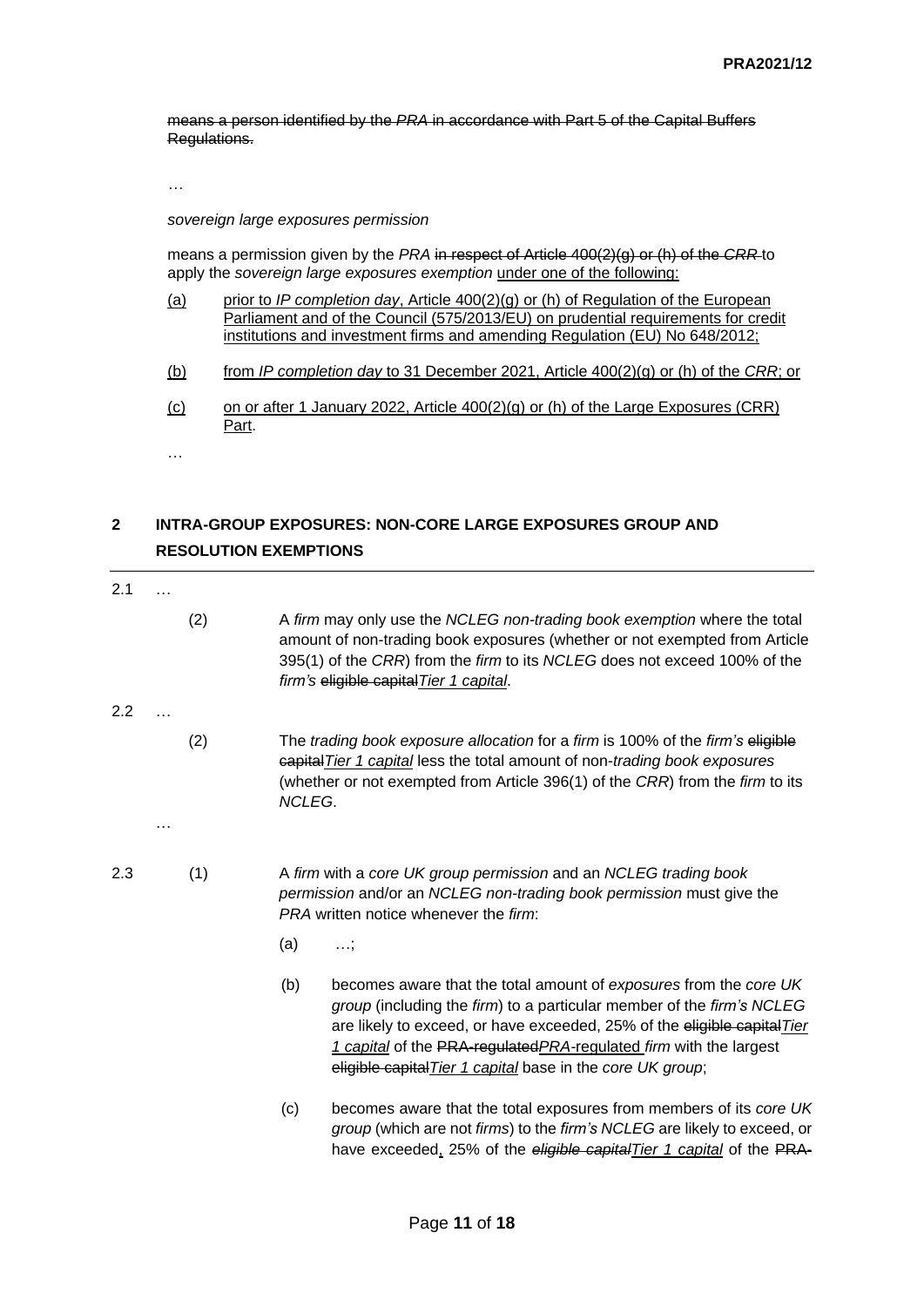~~means a person identified by the *PRA* in accordance with Part 5 of the Capital Buffers Regulations.~~

…

*sovereign large exposures permission*

means a permission given by the *PRA* ~~in respect of Article 400(2)(g) or (h) of the *CRR*~~ to apply the *sovereign large exposures exemption* <u>under one of the following:</u>

<u>(a)</u> <u>prior to *IP completion day*, Article 400(2)(g) or (h) of Regulation of the European Parliament and of the Council (575/2013/EU) on prudential requirements for credit institutions and investment firms and amending Regulation (EU) No 648/2012;</u>

<u>(b)</u> <u>from *IP completion day* to 31 December 2021, Article 400(2)(g) or (h) of the *CRR*; or</u>

<u>(c)</u> <u>on or after 1 January 2022, Article 400(2)(g) or (h) of the Large Exposures (CRR) Part</u>.

…

## 2 INTRA-GROUP EXPOSURES: NON-CORE LARGE EXPOSURES GROUP AND RESOLUTION EXEMPTIONS

2.1 …

(2) A *firm* may only use the *NCLEG non-trading book exemption* where the total amount of non-trading book exposures (whether or not exempted from Article 395(1) of the *CRR*) from the *firm* to its *NCLEG* does not exceed 100% of the *firm's* ~~eligible capital~~<u>*Tier 1 capital*</u>.

2.2 …

(2) The *trading book exposure allocation* for a *firm* is 100% of the *firm's* ~~eligible capital~~<u>*Tier 1 capital*</u> less the total amount of non-*trading book exposures* (whether or not exempted from Article 396(1) of the *CRR*) from the *firm* to its *NCLEG*.

…

2.3 (1) A *firm* with a *core UK group permission* and an *NCLEG trading book permission* and/or an *NCLEG non-trading book permission* must give the *PRA* written notice whenever the *firm*:

(a) …;

(b) becomes aware that the total amount of *exposures* from the *core UK group* (including the *firm*) to a particular member of the *firm's NCLEG* are likely to exceed, or have exceeded, 25% of the ~~eligible capital~~<u>*Tier 1 capital*</u> of the ~~PRA-regulated~~<u>*PRA*-regulated</u> *firm* with the largest ~~eligible capital~~<u>*Tier 1 capital*</u> base in the *core UK group*;

(c) becomes aware that the total exposures from members of its *core UK group* (which are not *firms*) to the *firm's NCLEG* are likely to exceed, or have exceeded<u>,</u> 25% of the ~~*eligible capital*~~<u>*Tier 1 capital*</u> of the ~~PRA-~~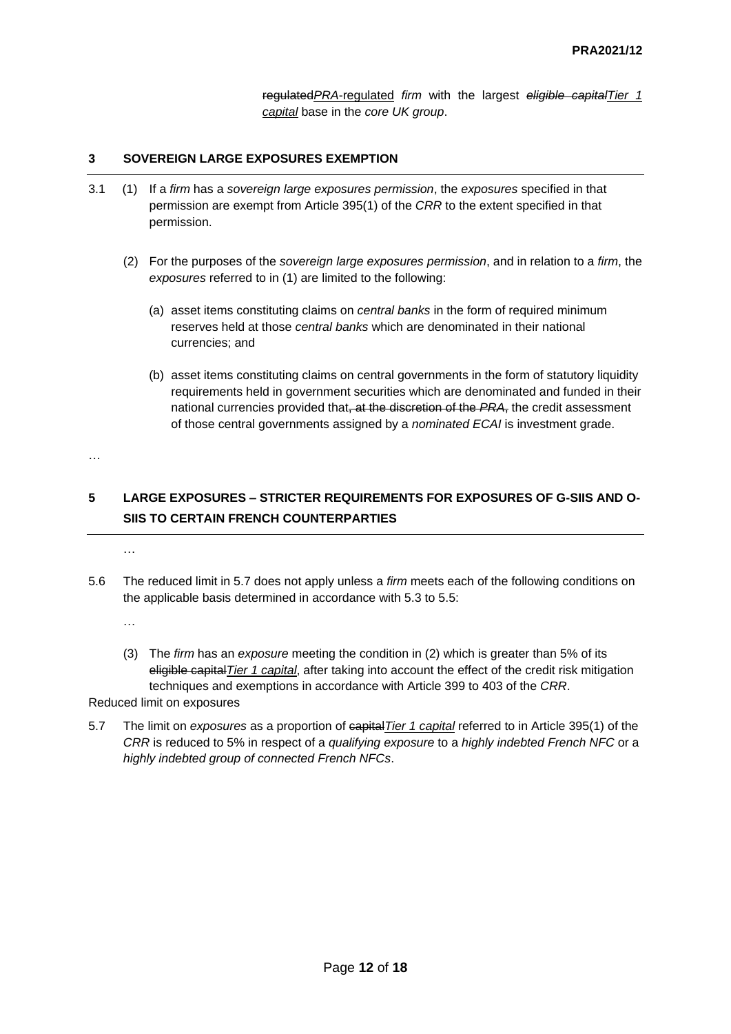~~regulated~~*PRA*-regulated *firm* with the largest ~~*eligible capital*~~*Tier 1 capital* base in the *core UK group*.

## 3 SOVEREIGN LARGE EXPOSURES EXEMPTION

3.1 (1) If a *firm* has a *sovereign large exposures permission*, the *exposures* specified in that permission are exempt from Article 395(1) of the *CRR* to the extent specified in that permission.

(2) For the purposes of the *sovereign large exposures permission*, and in relation to a *firm*, the *exposures* referred to in (1) are limited to the following:

(a) asset items constituting claims on *central banks* in the form of required minimum reserves held at those *central banks* which are denominated in their national currencies; and

(b) asset items constituting claims on central governments in the form of statutory liquidity requirements held in government securities which are denominated and funded in their national currencies provided that~~, at the discretion of the *PRA*,~~ the credit assessment of those central governments assigned by a *nominated ECAI* is investment grade.

…

## 5 LARGE EXPOSURES – STRICTER REQUIREMENTS FOR EXPOSURES OF G-SIIS AND O-SIIS TO CERTAIN FRENCH COUNTERPARTIES

…

5.6 The reduced limit in 5.7 does not apply unless a *firm* meets each of the following conditions on the applicable basis determined in accordance with 5.3 to 5.5:

…

(3) The *firm* has an *exposure* meeting the condition in (2) which is greater than 5% of its ~~eligible capital~~*Tier 1 capital*, after taking into account the effect of the credit risk mitigation techniques and exemptions in accordance with Article 399 to 403 of the *CRR*.

Reduced limit on exposures

5.7 The limit on *exposures* as a proportion of ~~capital~~*Tier 1 capital* referred to in Article 395(1) of the *CRR* is reduced to 5% in respect of a *qualifying exposure* to a *highly indebted French NFC* or a *highly indebted group of connected French NFCs*.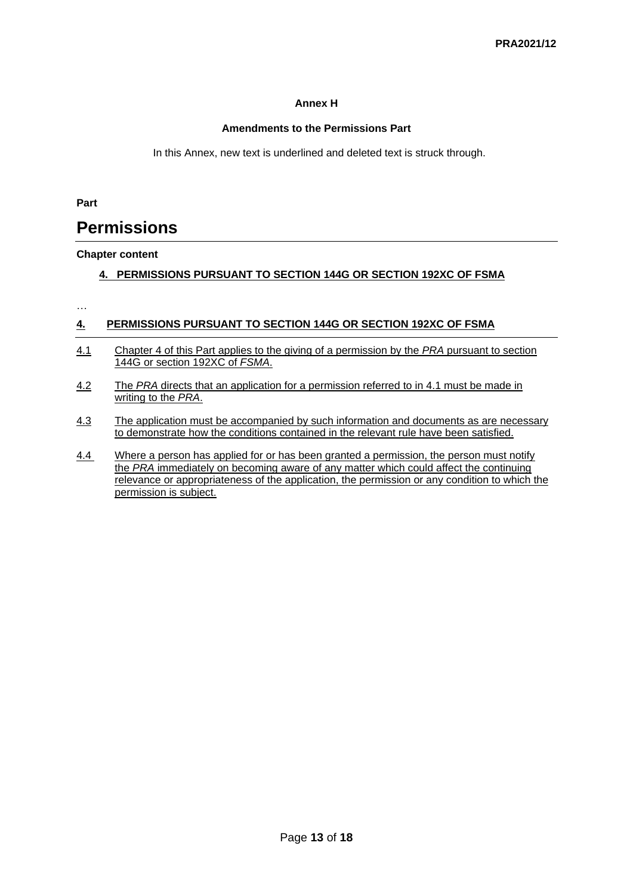**Annex H**

**Amendments to the Permissions Part**

In this Annex, new text is underlined and deleted text is struck through.

**Part**

# Permissions

**Chapter content**

<u>**4. PERMISSIONS PURSUANT TO SECTION 144G OR SECTION 192XC OF FSMA**</u>

…

## <u>4. PERMISSIONS PURSUANT TO SECTION 144G OR SECTION 192XC OF FSMA</u>

<u>4.1</u> <u>Chapter 4 of this Part applies to the giving of a permission by the *PRA* pursuant to section 144G or section 192XC of *FSMA*.</u>

<u>4.2</u> <u>The *PRA* directs that an application for a permission referred to in 4.1 must be made in writing to the *PRA*.</u>

<u>4.3</u> <u>The application must be accompanied by such information and documents as are necessary to demonstrate how the conditions contained in the relevant rule have been satisfied.</u>

<u>4.4</u> <u>Where a person has applied for or has been granted a permission, the person must notify the *PRA* immediately on becoming aware of any matter which could affect the continuing relevance or appropriateness of the application, the permission or any condition to which the permission is subject.</u>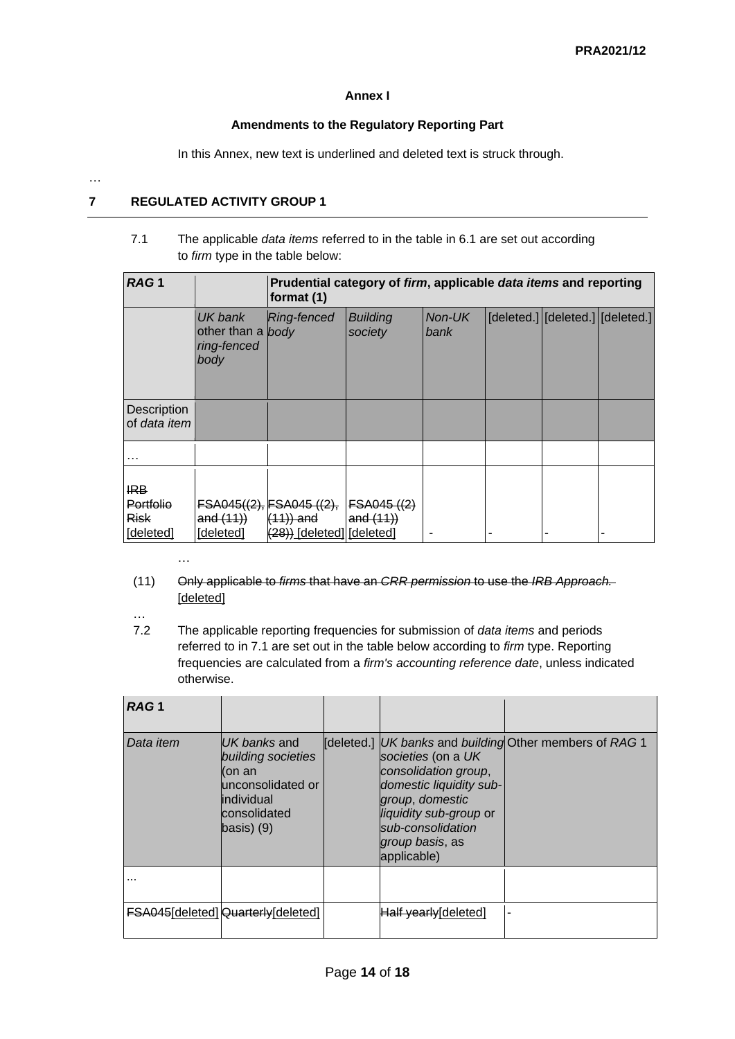**Annex I**

**Amendments to the Regulatory Reporting Part**

In this Annex, new text is underlined and deleted text is struck through.

…

## 7 REGULATED ACTIVITY GROUP 1

7.1 The applicable *data items* referred to in the table in 6.1 are set out according to *firm* type in the table below:

| ***RAG* 1** | | **Prudential category of *firm*, applicable *data items* and reporting format (1)** | | | | | |
|---|---|---|---|---|---|---|---|
| | *UK bank* other than a *ring-fenced body* | *Ring-fenced body* | *Building society* | *Non-UK bank* | [deleted.] | [deleted.] | [deleted.] |
| Description of *data item* | | | | | | | |
| … | | | | | | | |
| ~~IRB Portfolio Risk~~ [deleted] | ~~FSA045((2), and (11))~~ [deleted] | ~~FSA045 ((2), (11)) and (28))~~ [deleted] | ~~FSA045 ((2) and (11))~~ [deleted] | - | - | - | - |

…

(11) ~~Only applicable to *firms* that have an *CRR permission* to use the *IRB Approach.*~~ [deleted]

…

7.2 The applicable reporting frequencies for submission of *data items* and periods referred to in 7.1 are set out in the table below according to *firm* type. Reporting frequencies are calculated from a *firm's accounting reference date*, unless indicated otherwise.

| ***RAG* 1** | | | | |
|---|---|---|---|---|
| *Data item* | *UK banks* and *building societies* (on an unconsolidated or individual consolidated basis) (9) | [deleted.] | *UK banks* and *building societies* (on a *UK consolidation group*, *domestic liquidity sub-group*, *domestic liquidity sub-group* or *sub-consolidation group basis*, as applicable) | Other members of *RAG* 1 |
| ... | | | | |
| ~~FSA045~~[deleted] | ~~Quarterly~~[deleted] | | ~~Half yearly~~[deleted] | - |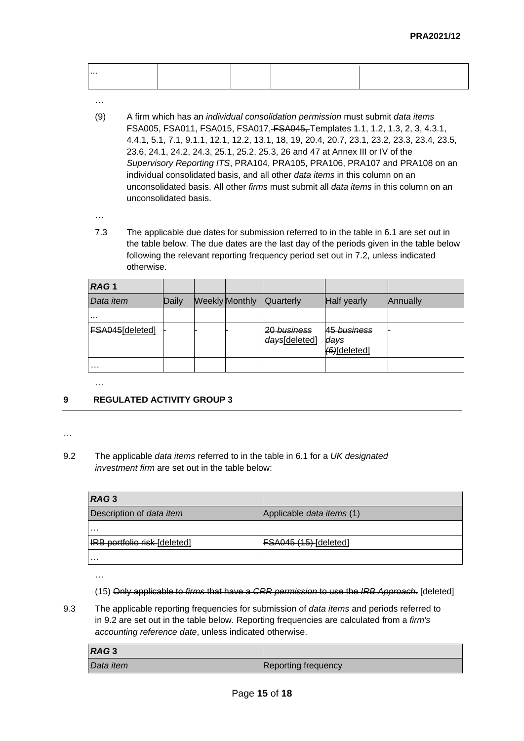| ... | | | | |
|---|---|---|---|---|

…

(9) A firm which has an *individual consolidation permission* must submit *data items* FSA005, FSA011, FSA015, FSA017, ~~FSA045,~~ Templates 1.1, 1.2, 1.3, 2, 3, 4.3.1, 4.4.1, 5.1, 7.1, 9.1.1, 12.1, 12.2, 13.1, 18, 19, 20.4, 20.7, 23.1, 23.2, 23.3, 23.4, 23.5, 23.6, 24.1, 24.2, 24.3, 25.1, 25.2, 25.3, 26 and 47 at Annex III or IV of the *Supervisory Reporting ITS*, PRA104, PRA105, PRA106, PRA107 and PRA108 on an individual consolidated basis, and all other *data items* in this column on an unconsolidated basis. All other *firms* must submit all *data items* in this column on an unconsolidated basis.

…

7.3 The applicable due dates for submission referred to in the table in 6.1 are set out in the table below. The due dates are the last day of the periods given in the table below following the relevant reporting frequency period set out in 7.2, unless indicated otherwise.

| ***RAG* 1** | | | | | | |
|---|---|---|---|---|---|---|
| *Data item* | Daily | Weekly | Monthly | Quarterly | Half yearly | Annually |
| ... | | | | | | |
| ~~FSA045~~[deleted] | ~~-~~ | ~~-~~ | ~~-~~ | ~~20 *business days*~~[deleted] | ~~45 *business days* (6)~~[deleted] | ~~-~~ |
| … | | | | | | |

…

## 9 REGULATED ACTIVITY GROUP 3

…

9.2 The applicable *data items* referred to in the table in 6.1 for a *UK designated investment firm* are set out in the table below:

| ***RAG* 3** | |
|---|---|
| Description of *data item* | Applicable *data items* (1) |
| … | |
| ~~IRB portfolio risk~~ [deleted] | ~~FSA045 (15)~~ [deleted] |
| … | |

…

(15) ~~Only applicable to *firms* that have a *CRR permission* to use the *IRB Approach*.~~ [deleted]

9.3 The applicable reporting frequencies for submission of *data items* and periods referred to in 9.2 are set out in the table below. Reporting frequencies are calculated from a *firm's accounting reference date*, unless indicated otherwise.

| ***RAG* 3** | |
|---|---|
| *Data item* | Reporting frequency |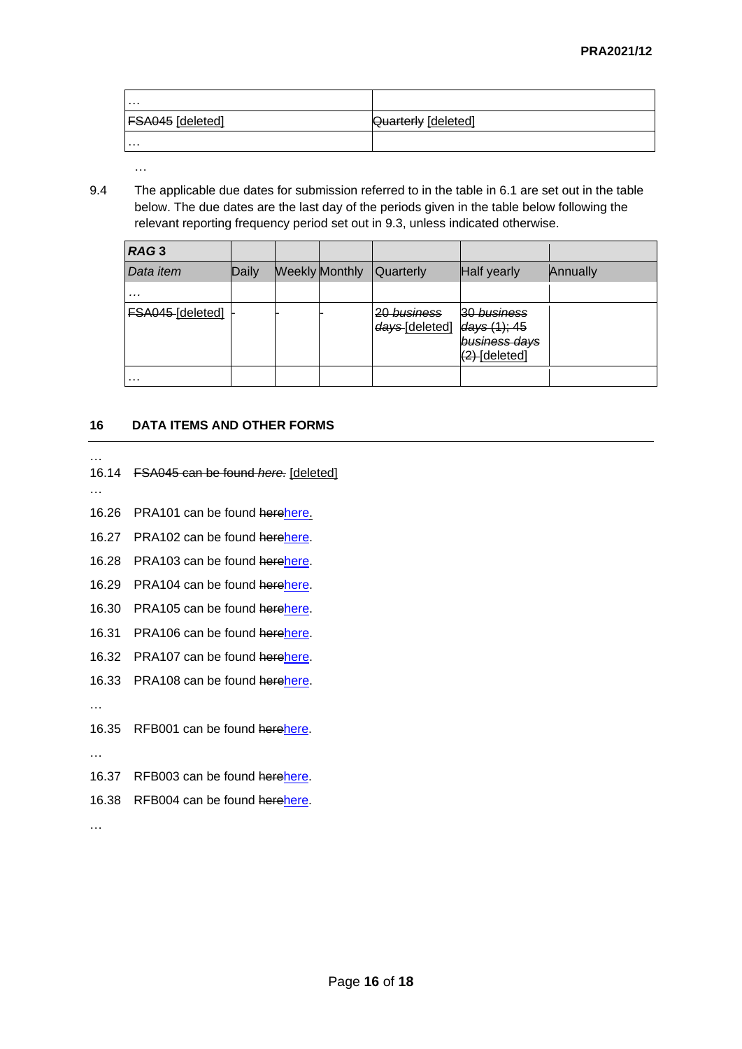| … | |
|---|---|
| ~~FSA045~~ [deleted] | ~~Quarterly~~ [deleted] |
| … | |

…

9.4 The applicable due dates for submission referred to in the table in 6.1 are set out in the table below. The due dates are the last day of the periods given in the table below following the relevant reporting frequency period set out in 9.3, unless indicated otherwise.

| ***RAG* 3** | | | | | | |
|---|---|---|---|---|---|---|
| *Data item* | Daily | Weekly | Monthly | Quarterly | Half yearly | Annually |
| … | | | | | | |
| ~~FSA045~~ [deleted] | ~~-~~ | ~~-~~ | ~~-~~ | ~~20 *business days*~~ [deleted] | ~~30 *business days* (1); 45 *business days* (2)~~ [deleted] | |
| … | | | | | | |

## 16 DATA ITEMS AND OTHER FORMS

…

16.14 ~~FSA045 can be found *here*.~~ [deleted]

…

16.26 PRA101 can be found ~~here~~here.

16.27 PRA102 can be found ~~here~~here.

16.28 PRA103 can be found ~~here~~here.

16.29 PRA104 can be found ~~here~~here.

16.30 PRA105 can be found ~~here~~here.

16.31 PRA106 can be found ~~here~~here.

16.32 PRA107 can be found ~~here~~here.

16.33 PRA108 can be found ~~here~~here.

…

16.35 RFB001 can be found ~~here~~here.

…

16.37 RFB003 can be found ~~here~~here.

16.38 RFB004 can be found ~~here~~here.

…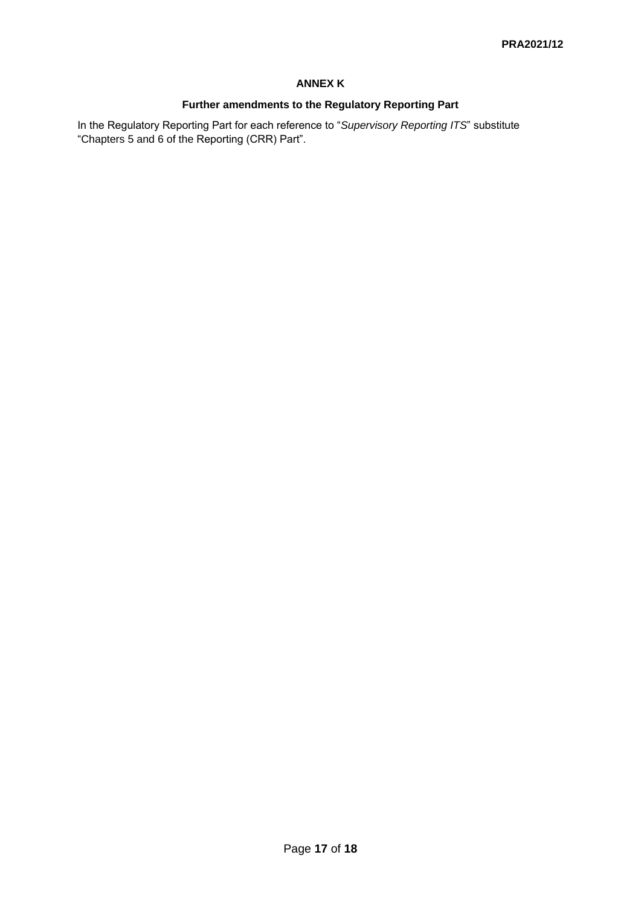## ANNEX K

### Further amendments to the Regulatory Reporting Part

In the Regulatory Reporting Part for each reference to "*Supervisory Reporting ITS*" substitute "Chapters 5 and 6 of the Reporting (CRR) Part".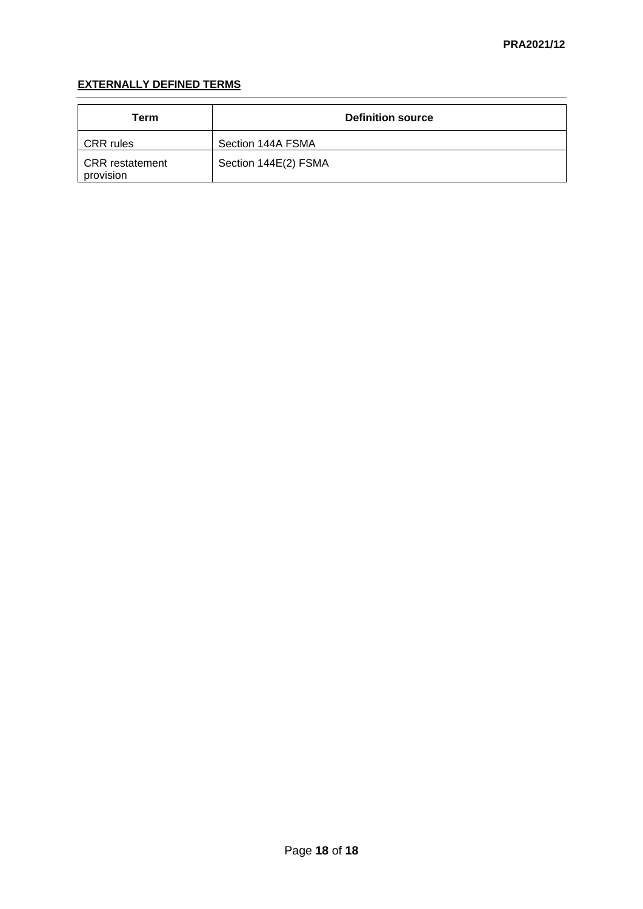## EXTERNALLY DEFINED TERMS

| Term | Definition source |
|---|---|
| CRR rules | Section 144A FSMA |
| CRR restatement provision | Section 144E(2) FSMA |